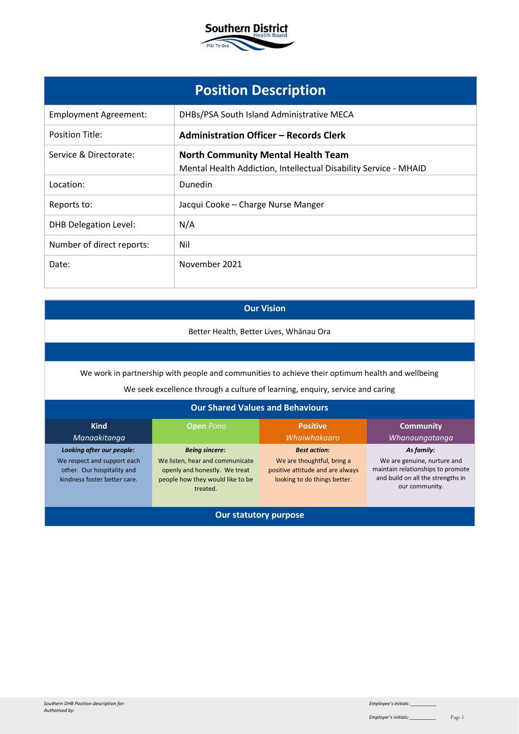# Position Description

| | |
|---|---|
| Employment Agreement: | DHBs/PSA South Island Administrative MECA |
| Position Title: | **Administration Officer – Records Clerk** |
| Service & Directorate: | **North Community Mental Health Team**<br>Mental Health Addiction, Intellectual Disability Service - MHAID |
| Location: | Dunedin |
| Reports to: | Jacqui Cooke – Charge Nurse Manger |
| DHB Delegation Level: | N/A |
| Number of direct reports: | Nil |
| Date: | November 2021 |

## Our Vision

Better Health, Better Lives, Whānau Ora

We work in partnership with people and communities to achieve their optimum health and wellbeing

We seek excellence through a culture of learning, enquiry, service and caring

## Our Shared Values and Behaviours

| **Kind** *Manaakitanga* | **Open** *Pono* | **Positive** *Whaiwhakaaro* | **Community** *Whanaungatanga* |
|---|---|---|---|
| ***Looking after our people:*** We respect and support each other. Our hospitality and kindness foster better care. | ***Being sincere:*** We listen, hear and communicate openly and honestly. We treat people how they would like to be treated. | ***Best action:*** We are thoughtful, bring a positive attitude and are always looking to do things better. | ***As family:*** We are genuine, nurture and maintain relationships to promote and build on all the strengths in our community. |

## Our statutory purpose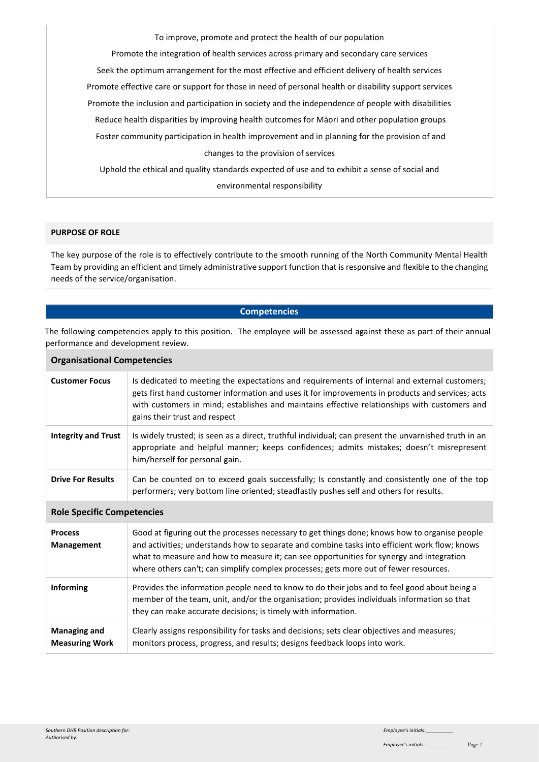To improve, promote and protect the health of our population

Promote the integration of health services across primary and secondary care services

Seek the optimum arrangement for the most effective and efficient delivery of health services

Promote effective care or support for those in need of personal health or disability support services

Promote the inclusion and participation in society and the independence of people with disabilities

Reduce health disparities by improving health outcomes for Māori and other population groups

Foster community participation in health improvement and in planning for the provision of and changes to the provision of services

Uphold the ethical and quality standards expected of use and to exhibit a sense of social and environmental responsibility

## PURPOSE OF ROLE

The key purpose of the role is to effectively contribute to the smooth running of the North Community Mental Health Team by providing an efficient and timely administrative support function that is responsive and flexible to the changing needs of the service/organisation.

## Competencies

The following competencies apply to this position. The employee will be assessed against these as part of their annual performance and development review.

| **Organisational Competencies** | |
|---|---|
| **Customer Focus** | Is dedicated to meeting the expectations and requirements of internal and external customers; gets first hand customer information and uses it for improvements in products and services; acts with customers in mind; establishes and maintains effective relationships with customers and gains their trust and respect |
| **Integrity and Trust** | Is widely trusted; is seen as a direct, truthful individual; can present the unvarnished truth in an appropriate and helpful manner; keeps confidences; admits mistakes; doesn't misrepresent him/herself for personal gain. |
| **Drive For Results** | Can be counted on to exceed goals successfully; Is constantly and consistently one of the top performers; very bottom line oriented; steadfastly pushes self and others for results. |
| **Role Specific Competencies** | |
| **Process Management** | Good at figuring out the processes necessary to get things done; knows how to organise people and activities; understands how to separate and combine tasks into efficient work flow; knows what to measure and how to measure it; can see opportunities for synergy and integration where others can't; can simplify complex processes; gets more out of fewer resources. |
| **Informing** | Provides the information people need to know to do their jobs and to feel good about being a member of the team, unit, and/or the organisation; provides individuals information so that they can make accurate decisions; is timely with information. |
| **Managing and Measuring Work** | Clearly assigns responsibility for tasks and decisions; sets clear objectives and measures; monitors process, progress, and results; designs feedback loops into work. |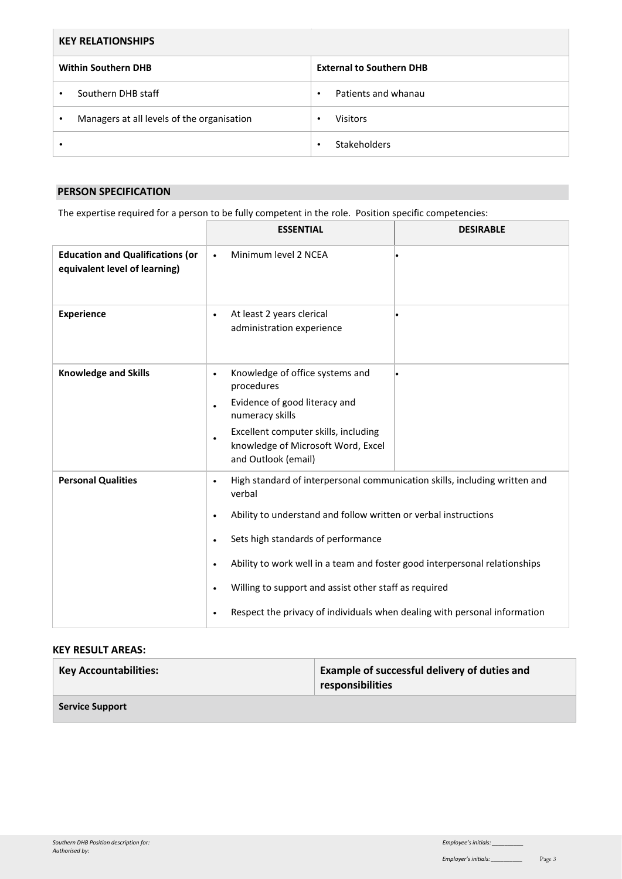| KEY RELATIONSHIPS | |
|---|---|
| **Within Southern DHB** | **External to Southern DHB** |
| • Southern DHB staff | • Patients and whanau |
| • Managers at all levels of the organisation | • Visitors |
| • | • Stakeholders |

## PERSON SPECIFICATION

The expertise required for a person to be fully competent in the role. Position specific competencies:

| | ESSENTIAL | DESIRABLE |
|---|---|---|
| **Education and Qualifications (or equivalent level of learning)** | • Minimum level 2 NCEA | • |
| **Experience** | • At least 2 years clerical administration experience | • |
| **Knowledge and Skills** | • Knowledge of office systems and procedures<br>• Evidence of good literacy and numeracy skills<br>• Excellent computer skills, including knowledge of Microsoft Word, Excel and Outlook (email) | • |
| **Personal Qualities** | • High standard of interpersonal communication skills, including written and verbal<br>• Ability to understand and follow written or verbal instructions<br>• Sets high standards of performance<br>• Ability to work well in a team and foster good interpersonal relationships<br>• Willing to support and assist other staff as required<br>• Respect the privacy of individuals when dealing with personal information | |

## KEY RESULT AREAS:

| Key Accountabilities: | Example of successful delivery of duties and responsibilities |
|---|---|
| **Service Support** | |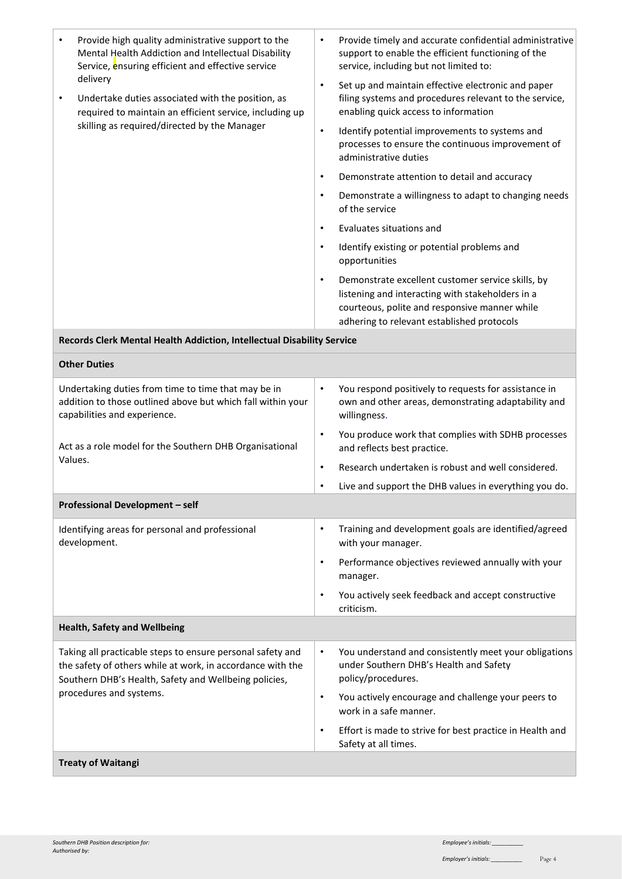| | |
|---|---|
| • Provide high quality administrative support to the Mental Health Addiction and Intellectual Disability Service, ensuring efficient and effective service delivery<br>• Undertake duties associated with the position, as required to maintain an efficient service, including up skilling as required/directed by the Manager | • Provide timely and accurate confidential administrative support to enable the efficient functioning of the service, including but not limited to:<br>• Set up and maintain effective electronic and paper filing systems and procedures relevant to the service, enabling quick access to information<br>• Identify potential improvements to systems and processes to ensure the continuous improvement of administrative duties<br>• Demonstrate attention to detail and accuracy<br>• Demonstrate a willingness to adapt to changing needs of the service<br>• Evaluates situations and<br>• Identify existing or potential problems and opportunities<br>• Demonstrate excellent customer service skills, by listening and interacting with stakeholders in a courteous, polite and responsive manner while adhering to relevant established protocols |
| **Records Clerk Mental Health Addiction, Intellectual Disability Service** | |
| **Other Duties** | |
| Undertaking duties from time to time that may be in addition to those outlined above but which fall within your capabilities and experience.<br><br>Act as a role model for the Southern DHB Organisational Values. | • You respond positively to requests for assistance in own and other areas, demonstrating adaptability and willingness.<br>• You produce work that complies with SDHB processes and reflects best practice.<br>• Research undertaken is robust and well considered.<br>• Live and support the DHB values in everything you do. |
| **Professional Development – self** | |
| Identifying areas for personal and professional development. | • Training and development goals are identified/agreed with your manager.<br>• Performance objectives reviewed annually with your manager.<br>• You actively seek feedback and accept constructive criticism. |
| **Health, Safety and Wellbeing** | |
| Taking all practicable steps to ensure personal safety and the safety of others while at work, in accordance with the Southern DHB's Health, Safety and Wellbeing policies, procedures and systems. | • You understand and consistently meet your obligations under Southern DHB's Health and Safety policy/procedures.<br>• You actively encourage and challenge your peers to work in a safe manner.<br>• Effort is made to strive for best practice in Health and Safety at all times. |
| **Treaty of Waitangi** | |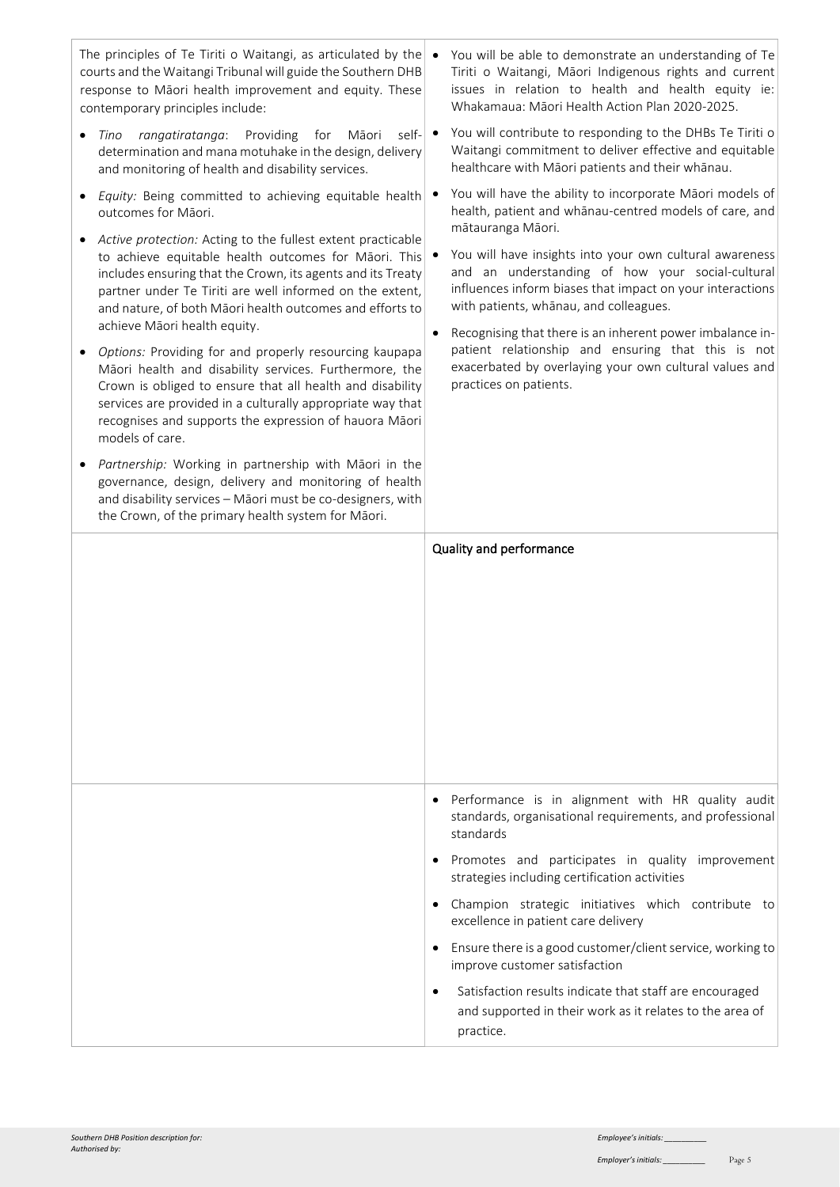| | |
|---|---|
| The principles of Te Tiriti o Waitangi, as articulated by the courts and the Waitangi Tribunal will guide the Southern DHB response to Māori health improvement and equity. These contemporary principles include:<br>• *Tino rangatiratanga*: Providing for Māori self-determination and mana motuhake in the design, delivery and monitoring of health and disability services.<br>• *Equity:* Being committed to achieving equitable health outcomes for Māori.<br>• *Active protection:* Acting to the fullest extent practicable to achieve equitable health outcomes for Māori. This includes ensuring that the Crown, its agents and its Treaty partner under Te Tiriti are well informed on the extent, and nature, of both Māori health outcomes and efforts to achieve Māori health equity.<br>• *Options:* Providing for and properly resourcing kaupapa Māori health and disability services. Furthermore, the Crown is obliged to ensure that all health and disability services are provided in a culturally appropriate way that recognises and supports the expression of hauora Māori models of care.<br>• *Partnership:* Working in partnership with Māori in the governance, design, delivery and monitoring of health and disability services – Māori must be co-designers, with the Crown, of the primary health system for Māori. | • You will be able to demonstrate an understanding of Te Tiriti o Waitangi, Māori Indigenous rights and current issues in relation to health and health equity ie: Whakamaua: Māori Health Action Plan 2020-2025.<br>• You will contribute to responding to the DHBs Te Tiriti o Waitangi commitment to deliver effective and equitable healthcare with Māori patients and their whānau.<br>• You will have the ability to incorporate Māori models of health, patient and whānau-centred models of care, and mātauranga Māori.<br>• You will have insights into your own cultural awareness and an understanding of how your social-cultural influences inform biases that impact on your interactions with patients, whānau, and colleagues.<br>• Recognising that there is an inherent power imbalance in-patient relationship and ensuring that this is not exacerbated by overlaying your own cultural values and practices on patients. |
| | **Quality and performance** |
| | • Performance is in alignment with HR quality audit standards, organisational requirements, and professional standards<br>• Promotes and participates in quality improvement strategies including certification activities<br>• Champion strategic initiatives which contribute to excellence in patient care delivery<br>• Ensure there is a good customer/client service, working to improve customer satisfaction<br>• Satisfaction results indicate that staff are encouraged and supported in their work as it relates to the area of practice. |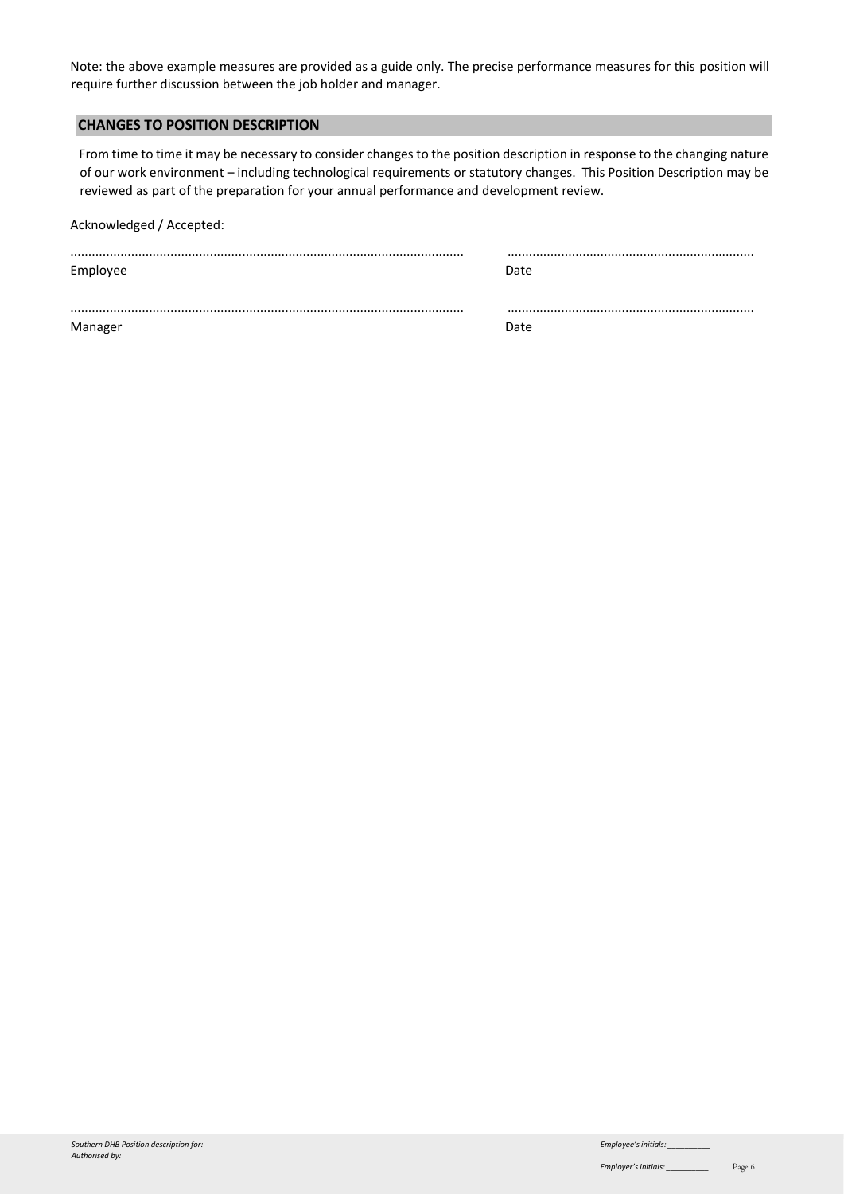Note: the above example measures are provided as a guide only. The precise performance measures for this position will require further discussion between the job holder and manager.

## CHANGES TO POSITION DESCRIPTION

From time to time it may be necessary to consider changes to the position description in response to the changing nature of our work environment – including technological requirements or statutory changes. This Position Description may be reviewed as part of the preparation for your annual performance and development review.

Acknowledged / Accepted:

| | |
|---|---|
| ............................................................................................................ | .................................................................... |
| Employee | Date |
| ............................................................................................................ | .................................................................... |
| Manager | Date |